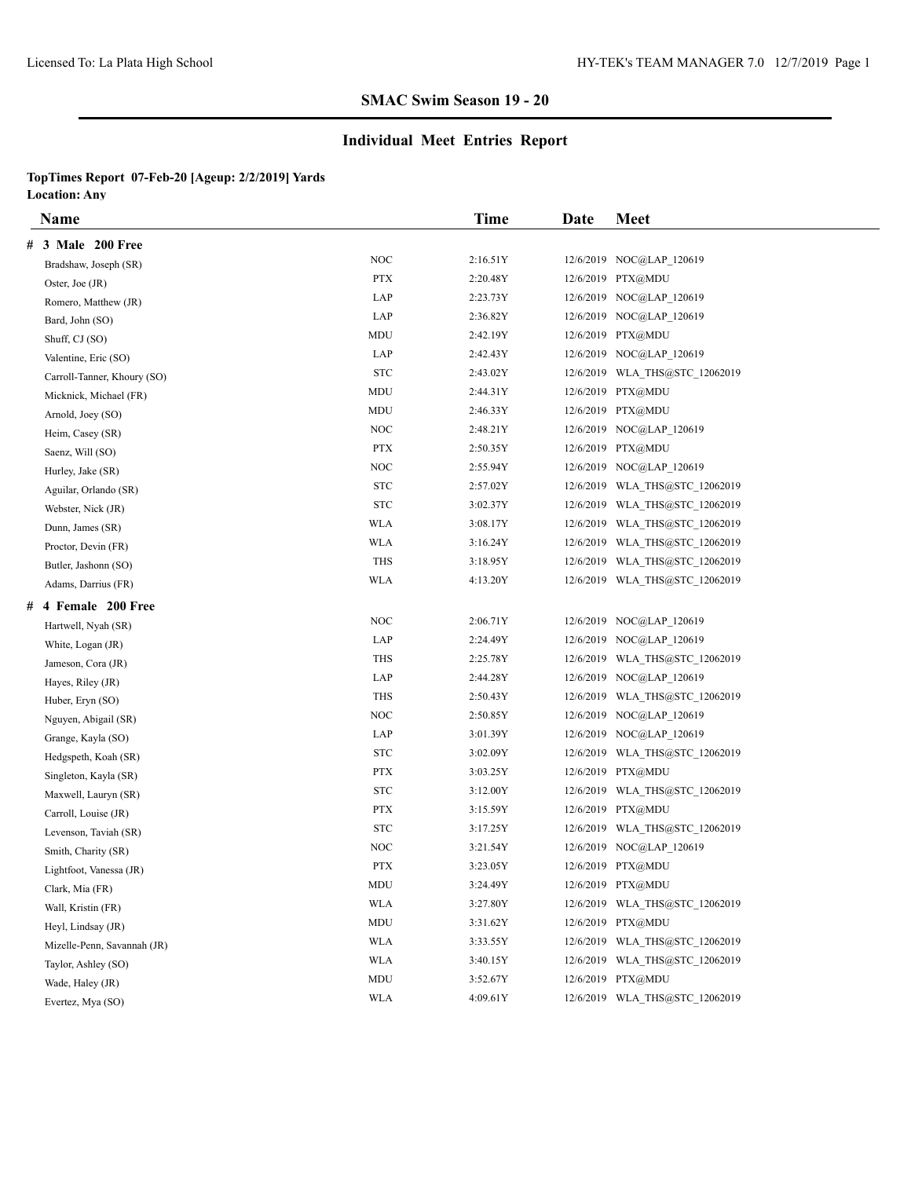## SMAC Swim Season 19 - 20

## Individual Meet Entries Report

**TopTimes Report 07-Feb-20 [Ageup: 2/2/2019] Yards**
**Location: Any**

| Name | | Time | Date | Meet |
|---|---|---|---|---|
| **# 3 Male 200 Free** | | | | |
| Bradshaw, Joseph (SR) | NOC | 2:16.51Y | 12/6/2019 | NOC@LAP_120619 |
| Oster, Joe (JR) | PTX | 2:20.48Y | 12/6/2019 | PTX@MDU |
| Romero, Matthew (JR) | LAP | 2:23.73Y | 12/6/2019 | NOC@LAP_120619 |
| Bard, John (SO) | LAP | 2:36.82Y | 12/6/2019 | NOC@LAP_120619 |
| Shuff, CJ (SO) | MDU | 2:42.19Y | 12/6/2019 | PTX@MDU |
| Valentine, Eric (SO) | LAP | 2:42.43Y | 12/6/2019 | NOC@LAP_120619 |
| Carroll-Tanner, Khoury (SO) | STC | 2:43.02Y | 12/6/2019 | WLA_THS@STC_12062019 |
| Micknick, Michael (FR) | MDU | 2:44.31Y | 12/6/2019 | PTX@MDU |
| Arnold, Joey (SO) | MDU | 2:46.33Y | 12/6/2019 | PTX@MDU |
| Heim, Casey (SR) | NOC | 2:48.21Y | 12/6/2019 | NOC@LAP_120619 |
| Saenz, Will (SO) | PTX | 2:50.35Y | 12/6/2019 | PTX@MDU |
| Hurley, Jake (SR) | NOC | 2:55.94Y | 12/6/2019 | NOC@LAP_120619 |
| Aguilar, Orlando (SR) | STC | 2:57.02Y | 12/6/2019 | WLA_THS@STC_12062019 |
| Webster, Nick (JR) | STC | 3:02.37Y | 12/6/2019 | WLA_THS@STC_12062019 |
| Dunn, James (SR) | WLA | 3:08.17Y | 12/6/2019 | WLA_THS@STC_12062019 |
| Proctor, Devin (FR) | WLA | 3:16.24Y | 12/6/2019 | WLA_THS@STC_12062019 |
| Butler, Jashonn (SO) | THS | 3:18.95Y | 12/6/2019 | WLA_THS@STC_12062019 |
| Adams, Darrius (FR) | WLA | 4:13.20Y | 12/6/2019 | WLA_THS@STC_12062019 |
| **# 4 Female 200 Free** | | | | |
| Hartwell, Nyah (SR) | NOC | 2:06.71Y | 12/6/2019 | NOC@LAP_120619 |
| White, Logan (JR) | LAP | 2:24.49Y | 12/6/2019 | NOC@LAP_120619 |
| Jameson, Cora (JR) | THS | 2:25.78Y | 12/6/2019 | WLA_THS@STC_12062019 |
| Hayes, Riley (JR) | LAP | 2:44.28Y | 12/6/2019 | NOC@LAP_120619 |
| Huber, Eryn (SO) | THS | 2:50.43Y | 12/6/2019 | WLA_THS@STC_12062019 |
| Nguyen, Abigail (SR) | NOC | 2:50.85Y | 12/6/2019 | NOC@LAP_120619 |
| Grange, Kayla (SO) | LAP | 3:01.39Y | 12/6/2019 | NOC@LAP_120619 |
| Hedgspeth, Koah (SR) | STC | 3:02.09Y | 12/6/2019 | WLA_THS@STC_12062019 |
| Singleton, Kayla (SR) | PTX | 3:03.25Y | 12/6/2019 | PTX@MDU |
| Maxwell, Lauryn (SR) | STC | 3:12.00Y | 12/6/2019 | WLA_THS@STC_12062019 |
| Carroll, Louise (JR) | PTX | 3:15.59Y | 12/6/2019 | PTX@MDU |
| Levenson, Taviah (SR) | STC | 3:17.25Y | 12/6/2019 | WLA_THS@STC_12062019 |
| Smith, Charity (SR) | NOC | 3:21.54Y | 12/6/2019 | NOC@LAP_120619 |
| Lightfoot, Vanessa (JR) | PTX | 3:23.05Y | 12/6/2019 | PTX@MDU |
| Clark, Mia (FR) | MDU | 3:24.49Y | 12/6/2019 | PTX@MDU |
| Wall, Kristin (FR) | WLA | 3:27.80Y | 12/6/2019 | WLA_THS@STC_12062019 |
| Heyl, Lindsay (JR) | MDU | 3:31.62Y | 12/6/2019 | PTX@MDU |
| Mizelle-Penn, Savannah (JR) | WLA | 3:33.55Y | 12/6/2019 | WLA_THS@STC_12062019 |
| Taylor, Ashley (SO) | WLA | 3:40.15Y | 12/6/2019 | WLA_THS@STC_12062019 |
| Wade, Haley (JR) | MDU | 3:52.67Y | 12/6/2019 | PTX@MDU |
| Evertez, Mya (SO) | WLA | 4:09.61Y | 12/6/2019 | WLA_THS@STC_12062019 |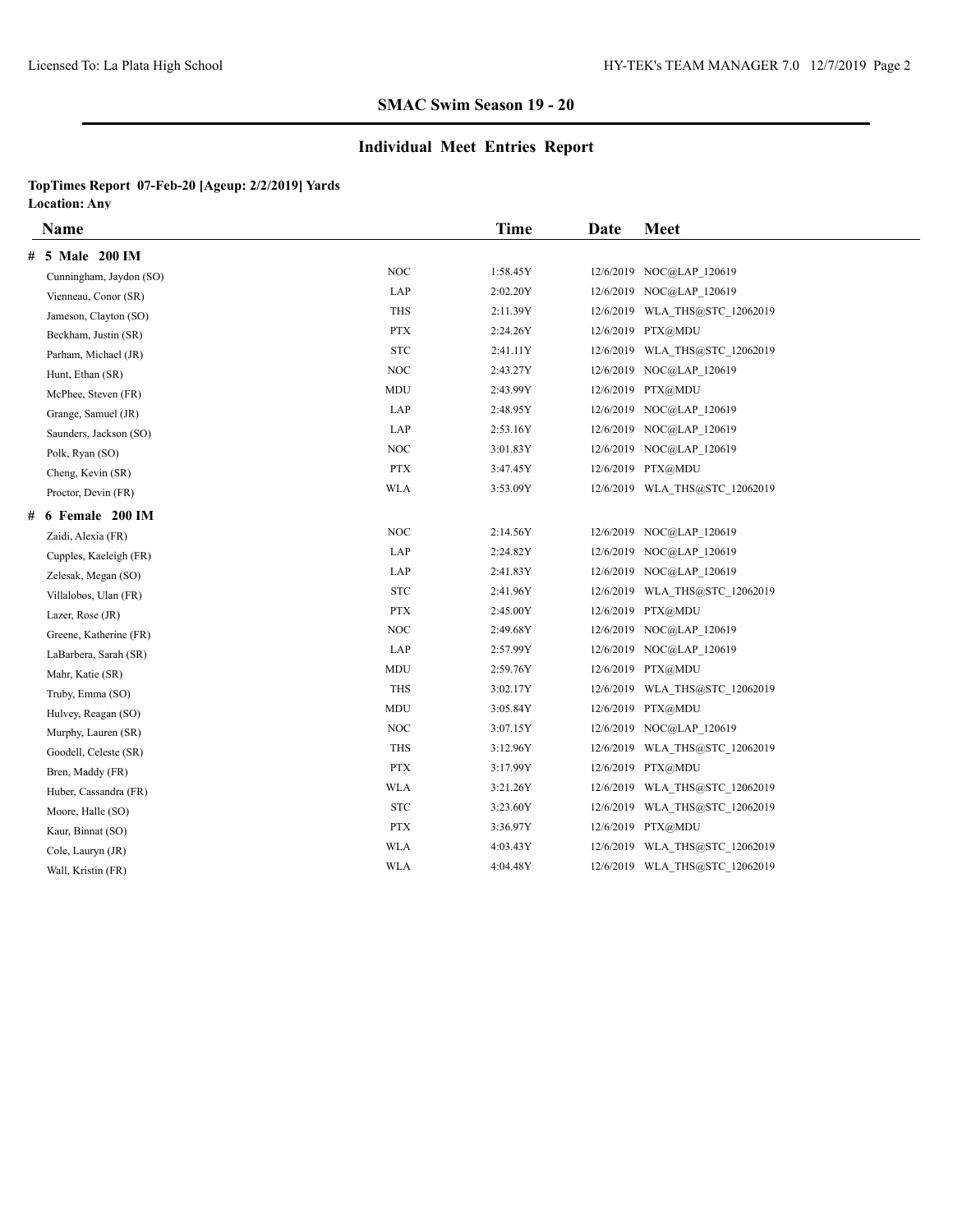## SMAC Swim Season 19 - 20

## Individual Meet Entries Report

**TopTimes Report 07-Feb-20 [Ageup: 2/2/2019] Yards**
**Location: Any**

| Name | | Time | Date | Meet |
|---|---|---|---|---|
| **# 5 Male 200 IM** | | | | |
| Cunningham, Jaydon (SO) | NOC | 1:58.45Y | 12/6/2019 | NOC@LAP_120619 |
| Vienneau, Conor (SR) | LAP | 2:02.20Y | 12/6/2019 | NOC@LAP_120619 |
| Jameson, Clayton (SO) | THS | 2:11.39Y | 12/6/2019 | WLA_THS@STC_12062019 |
| Beckham, Justin (SR) | PTX | 2:24.26Y | 12/6/2019 | PTX@MDU |
| Parham, Michael (JR) | STC | 2:41.11Y | 12/6/2019 | WLA_THS@STC_12062019 |
| Hunt, Ethan (SR) | NOC | 2:43.27Y | 12/6/2019 | NOC@LAP_120619 |
| McPhee, Steven (FR) | MDU | 2:43.99Y | 12/6/2019 | PTX@MDU |
| Grange, Samuel (JR) | LAP | 2:48.95Y | 12/6/2019 | NOC@LAP_120619 |
| Saunders, Jackson (SO) | LAP | 2:53.16Y | 12/6/2019 | NOC@LAP_120619 |
| Polk, Ryan (SO) | NOC | 3:01.83Y | 12/6/2019 | NOC@LAP_120619 |
| Cheng, Kevin (SR) | PTX | 3:47.45Y | 12/6/2019 | PTX@MDU |
| Proctor, Devin (FR) | WLA | 3:53.09Y | 12/6/2019 | WLA_THS@STC_12062019 |
| **# 6 Female 200 IM** | | | | |
| Zaidi, Alexia (FR) | NOC | 2:14.56Y | 12/6/2019 | NOC@LAP_120619 |
| Cupples, Kaeleigh (FR) | LAP | 2:24.82Y | 12/6/2019 | NOC@LAP_120619 |
| Zelesak, Megan (SO) | LAP | 2:41.83Y | 12/6/2019 | NOC@LAP_120619 |
| Villalobos, Ulan (FR) | STC | 2:41.96Y | 12/6/2019 | WLA_THS@STC_12062019 |
| Lazer, Rose (JR) | PTX | 2:45.00Y | 12/6/2019 | PTX@MDU |
| Greene, Katherine (FR) | NOC | 2:49.68Y | 12/6/2019 | NOC@LAP_120619 |
| LaBarbera, Sarah (SR) | LAP | 2:57.99Y | 12/6/2019 | NOC@LAP_120619 |
| Mahr, Katie (SR) | MDU | 2:59.76Y | 12/6/2019 | PTX@MDU |
| Truby, Emma (SO) | THS | 3:02.17Y | 12/6/2019 | WLA_THS@STC_12062019 |
| Hulvey, Reagan (SO) | MDU | 3:05.84Y | 12/6/2019 | PTX@MDU |
| Murphy, Lauren (SR) | NOC | 3:07.15Y | 12/6/2019 | NOC@LAP_120619 |
| Goodell, Celeste (SR) | THS | 3:12.96Y | 12/6/2019 | WLA_THS@STC_12062019 |
| Bren, Maddy (FR) | PTX | 3:17.99Y | 12/6/2019 | PTX@MDU |
| Huber, Cassandra (FR) | WLA | 3:21.26Y | 12/6/2019 | WLA_THS@STC_12062019 |
| Moore, Halle (SO) | STC | 3:23.60Y | 12/6/2019 | WLA_THS@STC_12062019 |
| Kaur, Binnat (SO) | PTX | 3:36.97Y | 12/6/2019 | PTX@MDU |
| Cole, Lauryn (JR) | WLA | 4:03.43Y | 12/6/2019 | WLA_THS@STC_12062019 |
| Wall, Kristin (FR) | WLA | 4:04.48Y | 12/6/2019 | WLA_THS@STC_12062019 |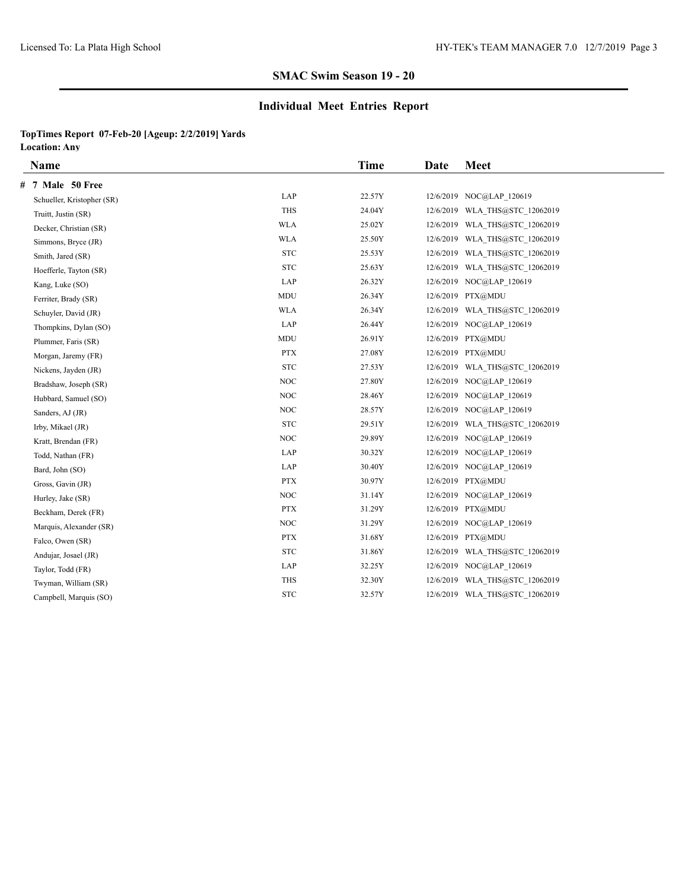## SMAC Swim Season 19 - 20

## Individual Meet Entries Report

**TopTimes Report 07-Feb-20 [Ageup: 2/2/2019] Yards**
**Location: Any**

| Name | | Time | Date | Meet |
|---|---|---|---|---|
| **# 7 Male 50 Free** | | | | |
| Schueller, Kristopher (SR) | LAP | 22.57Y | 12/6/2019 | NOC@LAP_120619 |
| Truitt, Justin (SR) | THS | 24.04Y | 12/6/2019 | WLA_THS@STC_12062019 |
| Decker, Christian (SR) | WLA | 25.02Y | 12/6/2019 | WLA_THS@STC_12062019 |
| Simmons, Bryce (JR) | WLA | 25.50Y | 12/6/2019 | WLA_THS@STC_12062019 |
| Smith, Jared (SR) | STC | 25.53Y | 12/6/2019 | WLA_THS@STC_12062019 |
| Hoefferle, Tayton (SR) | STC | 25.63Y | 12/6/2019 | WLA_THS@STC_12062019 |
| Kang, Luke (SO) | LAP | 26.32Y | 12/6/2019 | NOC@LAP_120619 |
| Ferriter, Brady (SR) | MDU | 26.34Y | 12/6/2019 | PTX@MDU |
| Schuyler, David (JR) | WLA | 26.34Y | 12/6/2019 | WLA_THS@STC_12062019 |
| Thompkins, Dylan (SO) | LAP | 26.44Y | 12/6/2019 | NOC@LAP_120619 |
| Plummer, Faris (SR) | MDU | 26.91Y | 12/6/2019 | PTX@MDU |
| Morgan, Jaremy (FR) | PTX | 27.08Y | 12/6/2019 | PTX@MDU |
| Nickens, Jayden (JR) | STC | 27.53Y | 12/6/2019 | WLA_THS@STC_12062019 |
| Bradshaw, Joseph (SR) | NOC | 27.80Y | 12/6/2019 | NOC@LAP_120619 |
| Hubbard, Samuel (SO) | NOC | 28.46Y | 12/6/2019 | NOC@LAP_120619 |
| Sanders, AJ (JR) | NOC | 28.57Y | 12/6/2019 | NOC@LAP_120619 |
| Irby, Mikael (JR) | STC | 29.51Y | 12/6/2019 | WLA_THS@STC_12062019 |
| Kratt, Brendan (FR) | NOC | 29.89Y | 12/6/2019 | NOC@LAP_120619 |
| Todd, Nathan (FR) | LAP | 30.32Y | 12/6/2019 | NOC@LAP_120619 |
| Bard, John (SO) | LAP | 30.40Y | 12/6/2019 | NOC@LAP_120619 |
| Gross, Gavin (JR) | PTX | 30.97Y | 12/6/2019 | PTX@MDU |
| Hurley, Jake (SR) | NOC | 31.14Y | 12/6/2019 | NOC@LAP_120619 |
| Beckham, Derek (FR) | PTX | 31.29Y | 12/6/2019 | PTX@MDU |
| Marquis, Alexander (SR) | NOC | 31.29Y | 12/6/2019 | NOC@LAP_120619 |
| Falco, Owen (SR) | PTX | 31.68Y | 12/6/2019 | PTX@MDU |
| Andujar, Josael (JR) | STC | 31.86Y | 12/6/2019 | WLA_THS@STC_12062019 |
| Taylor, Todd (FR) | LAP | 32.25Y | 12/6/2019 | NOC@LAP_120619 |
| Twyman, William (SR) | THS | 32.30Y | 12/6/2019 | WLA_THS@STC_12062019 |
| Campbell, Marquis (SO) | STC | 32.57Y | 12/6/2019 | WLA_THS@STC_12062019 |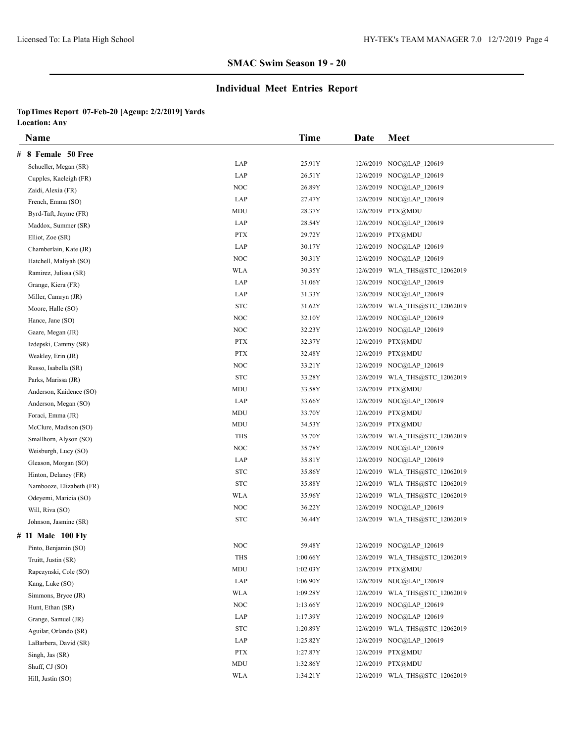## SMAC Swim Season 19 - 20

## Individual Meet Entries Report

**TopTimes Report 07-Feb-20 [Ageup: 2/2/2019] Yards**
**Location: Any**

### # 8 Female 50 Free

| Name | Team | Time | Date | Meet |
|---|---|---|---|---|
| Schueller, Megan (SR) | LAP | 25.91Y | 12/6/2019 | NOC@LAP_120619 |
| Cupples, Kaeleigh (FR) | LAP | 26.51Y | 12/6/2019 | NOC@LAP_120619 |
| Zaidi, Alexia (FR) | NOC | 26.89Y | 12/6/2019 | NOC@LAP_120619 |
| French, Emma (SO) | LAP | 27.47Y | 12/6/2019 | NOC@LAP_120619 |
| Byrd-Taft, Jayme (FR) | MDU | 28.37Y | 12/6/2019 | PTX@MDU |
| Maddox, Summer (SR) | LAP | 28.54Y | 12/6/2019 | NOC@LAP_120619 |
| Elliot, Zoe (SR) | PTX | 29.72Y | 12/6/2019 | PTX@MDU |
| Chamberlain, Kate (JR) | LAP | 30.17Y | 12/6/2019 | NOC@LAP_120619 |
| Hatchell, Maliyah (SO) | NOC | 30.31Y | 12/6/2019 | NOC@LAP_120619 |
| Ramirez, Julissa (SR) | WLA | 30.35Y | 12/6/2019 | WLA_THS@STC_12062019 |
| Grange, Kiera (FR) | LAP | 31.06Y | 12/6/2019 | NOC@LAP_120619 |
| Miller, Camryn (JR) | LAP | 31.33Y | 12/6/2019 | NOC@LAP_120619 |
| Moore, Halle (SO) | STC | 31.62Y | 12/6/2019 | WLA_THS@STC_12062019 |
| Hance, Jane (SO) | NOC | 32.10Y | 12/6/2019 | NOC@LAP_120619 |
| Gaare, Megan (JR) | NOC | 32.23Y | 12/6/2019 | NOC@LAP_120619 |
| Izdepski, Cammy (SR) | PTX | 32.37Y | 12/6/2019 | PTX@MDU |
| Weakley, Erin (JR) | PTX | 32.48Y | 12/6/2019 | PTX@MDU |
| Russo, Isabella (SR) | NOC | 33.21Y | 12/6/2019 | NOC@LAP_120619 |
| Parks, Marissa (JR) | STC | 33.28Y | 12/6/2019 | WLA_THS@STC_12062019 |
| Anderson, Kaidence (SO) | MDU | 33.58Y | 12/6/2019 | PTX@MDU |
| Anderson, Megan (SO) | LAP | 33.66Y | 12/6/2019 | NOC@LAP_120619 |
| Foraci, Emma (JR) | MDU | 33.70Y | 12/6/2019 | PTX@MDU |
| McClure, Madison (SO) | MDU | 34.53Y | 12/6/2019 | PTX@MDU |
| Smallhorn, Alyson (SO) | THS | 35.70Y | 12/6/2019 | WLA_THS@STC_12062019 |
| Weisburgh, Lucy (SO) | NOC | 35.78Y | 12/6/2019 | NOC@LAP_120619 |
| Gleason, Morgan (SO) | LAP | 35.81Y | 12/6/2019 | NOC@LAP_120619 |
| Hinton, Delaney (FR) | STC | 35.86Y | 12/6/2019 | WLA_THS@STC_12062019 |
| Nambooze, Elizabeth (FR) | STC | 35.88Y | 12/6/2019 | WLA_THS@STC_12062019 |
| Odeyemi, Maricia (SO) | WLA | 35.96Y | 12/6/2019 | WLA_THS@STC_12062019 |
| Will, Riva (SO) | NOC | 36.22Y | 12/6/2019 | NOC@LAP_120619 |
| Johnson, Jasmine (SR) | STC | 36.44Y | 12/6/2019 | WLA_THS@STC_12062019 |

### # 11 Male 100 Fly

| Name | Team | Time | Date | Meet |
|---|---|---|---|---|
| Pinto, Benjamin (SO) | NOC | 59.48Y | 12/6/2019 | NOC@LAP_120619 |
| Truitt, Justin (SR) | THS | 1:00.66Y | 12/6/2019 | WLA_THS@STC_12062019 |
| Rapczynski, Cole (SO) | MDU | 1:02.03Y | 12/6/2019 | PTX@MDU |
| Kang, Luke (SO) | LAP | 1:06.90Y | 12/6/2019 | NOC@LAP_120619 |
| Simmons, Bryce (JR) | WLA | 1:09.28Y | 12/6/2019 | WLA_THS@STC_12062019 |
| Hunt, Ethan (SR) | NOC | 1:13.66Y | 12/6/2019 | NOC@LAP_120619 |
| Grange, Samuel (JR) | LAP | 1:17.39Y | 12/6/2019 | NOC@LAP_120619 |
| Aguilar, Orlando (SR) | STC | 1:20.89Y | 12/6/2019 | WLA_THS@STC_12062019 |
| LaBarbera, David (SR) | LAP | 1:25.82Y | 12/6/2019 | NOC@LAP_120619 |
| Singh, Jas (SR) | PTX | 1:27.87Y | 12/6/2019 | PTX@MDU |
| Shuff, CJ (SO) | MDU | 1:32.86Y | 12/6/2019 | PTX@MDU |
| Hill, Justin (SO) | WLA | 1:34.21Y | 12/6/2019 | WLA_THS@STC_12062019 |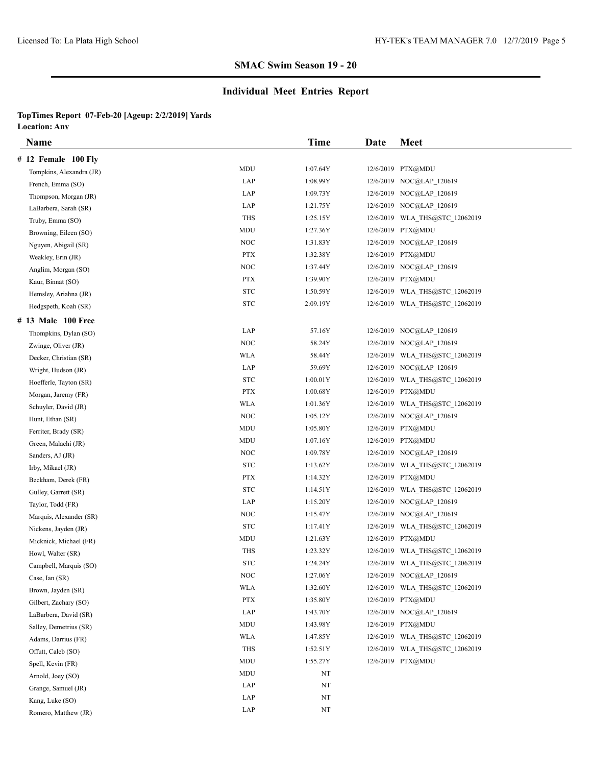## SMAC Swim Season 19 - 20

## Individual Meet Entries Report

**TopTimes Report 07-Feb-20 [Ageup: 2/2/2019] Yards**
**Location: Any**

| Name | | Time | Date | Meet |
|---|---|---|---|---|
| **# 12 Female 100 Fly** | | | | |
| Tompkins, Alexandra (JR) | MDU | 1:07.64Y | 12/6/2019 | PTX@MDU |
| French, Emma (SO) | LAP | 1:08.99Y | 12/6/2019 | NOC@LAP_120619 |
| Thompson, Morgan (JR) | LAP | 1:09.73Y | 12/6/2019 | NOC@LAP_120619 |
| LaBarbera, Sarah (SR) | LAP | 1:21.75Y | 12/6/2019 | NOC@LAP_120619 |
| Truby, Emma (SO) | THS | 1:25.15Y | 12/6/2019 | WLA_THS@STC_12062019 |
| Browning, Eileen (SO) | MDU | 1:27.36Y | 12/6/2019 | PTX@MDU |
| Nguyen, Abigail (SR) | NOC | 1:31.83Y | 12/6/2019 | NOC@LAP_120619 |
| Weakley, Erin (JR) | PTX | 1:32.38Y | 12/6/2019 | PTX@MDU |
| Anglim, Morgan (SO) | NOC | 1:37.44Y | 12/6/2019 | NOC@LAP_120619 |
| Kaur, Binnat (SO) | PTX | 1:39.90Y | 12/6/2019 | PTX@MDU |
| Hemsley, Ariahna (JR) | STC | 1:50.59Y | 12/6/2019 | WLA_THS@STC_12062019 |
| Hedgspeth, Koah (SR) | STC | 2:09.19Y | 12/6/2019 | WLA_THS@STC_12062019 |
| **# 13 Male 100 Free** | | | | |
| Thompkins, Dylan (SO) | LAP | 57.16Y | 12/6/2019 | NOC@LAP_120619 |
| Zwinge, Oliver (JR) | NOC | 58.24Y | 12/6/2019 | NOC@LAP_120619 |
| Decker, Christian (SR) | WLA | 58.44Y | 12/6/2019 | WLA_THS@STC_12062019 |
| Wright, Hudson (JR) | LAP | 59.69Y | 12/6/2019 | NOC@LAP_120619 |
| Hoefferle, Tayton (SR) | STC | 1:00.01Y | 12/6/2019 | WLA_THS@STC_12062019 |
| Morgan, Jaremy (FR) | PTX | 1:00.68Y | 12/6/2019 | PTX@MDU |
| Schuyler, David (JR) | WLA | 1:01.36Y | 12/6/2019 | WLA_THS@STC_12062019 |
| Hunt, Ethan (SR) | NOC | 1:05.12Y | 12/6/2019 | NOC@LAP_120619 |
| Ferriter, Brady (SR) | MDU | 1:05.80Y | 12/6/2019 | PTX@MDU |
| Green, Malachi (JR) | MDU | 1:07.16Y | 12/6/2019 | PTX@MDU |
| Sanders, AJ (JR) | NOC | 1:09.78Y | 12/6/2019 | NOC@LAP_120619 |
| Irby, Mikael (JR) | STC | 1:13.62Y | 12/6/2019 | WLA_THS@STC_12062019 |
| Beckham, Derek (FR) | PTX | 1:14.32Y | 12/6/2019 | PTX@MDU |
| Gulley, Garrett (SR) | STC | 1:14.51Y | 12/6/2019 | WLA_THS@STC_12062019 |
| Taylor, Todd (FR) | LAP | 1:15.20Y | 12/6/2019 | NOC@LAP_120619 |
| Marquis, Alexander (SR) | NOC | 1:15.47Y | 12/6/2019 | NOC@LAP_120619 |
| Nickens, Jayden (JR) | STC | 1:17.41Y | 12/6/2019 | WLA_THS@STC_12062019 |
| Micknick, Michael (FR) | MDU | 1:21.63Y | 12/6/2019 | PTX@MDU |
| Howl, Walter (SR) | THS | 1:23.32Y | 12/6/2019 | WLA_THS@STC_12062019 |
| Campbell, Marquis (SO) | STC | 1:24.24Y | 12/6/2019 | WLA_THS@STC_12062019 |
| Case, Ian (SR) | NOC | 1:27.06Y | 12/6/2019 | NOC@LAP_120619 |
| Brown, Jayden (SR) | WLA | 1:32.60Y | 12/6/2019 | WLA_THS@STC_12062019 |
| Gilbert, Zachary (SO) | PTX | 1:35.80Y | 12/6/2019 | PTX@MDU |
| LaBarbera, David (SR) | LAP | 1:43.70Y | 12/6/2019 | NOC@LAP_120619 |
| Salley, Demetrius (SR) | MDU | 1:43.98Y | 12/6/2019 | PTX@MDU |
| Adams, Darrius (FR) | WLA | 1:47.85Y | 12/6/2019 | WLA_THS@STC_12062019 |
| Offutt, Caleb (SO) | THS | 1:52.51Y | 12/6/2019 | WLA_THS@STC_12062019 |
| Spell, Kevin (FR) | MDU | 1:55.27Y | 12/6/2019 | PTX@MDU |
| Arnold, Joey (SO) | MDU | NT | | |
| Grange, Samuel (JR) | LAP | NT | | |
| Kang, Luke (SO) | LAP | NT | | |
| Romero, Matthew (JR) | LAP | NT | | |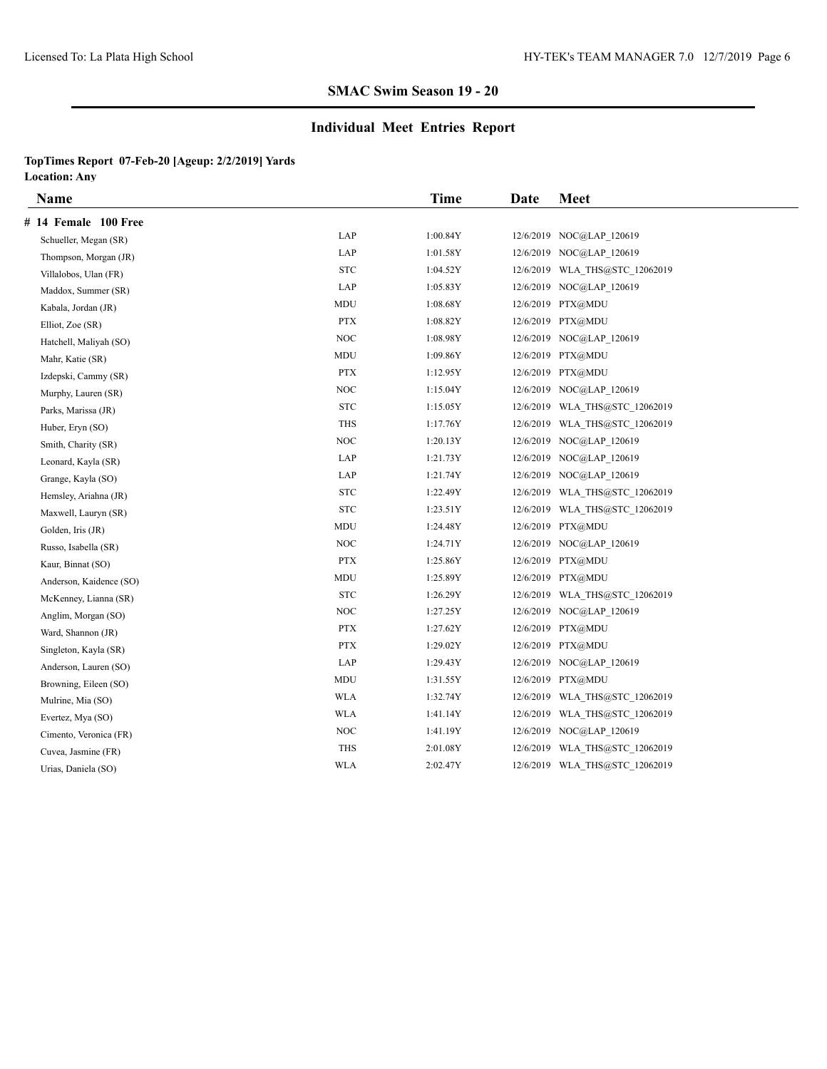## SMAC Swim Season 19 - 20

## Individual Meet Entries Report

**TopTimes Report 07-Feb-20 [Ageup: 2/2/2019] Yards**
**Location: Any**

| Name | | Time | Date | Meet |
|---|---|---|---|---|
| **# 14 Female 100 Free** | | | | |
| Schueller, Megan (SR) | LAP | 1:00.84Y | 12/6/2019 | NOC@LAP_120619 |
| Thompson, Morgan (JR) | LAP | 1:01.58Y | 12/6/2019 | NOC@LAP_120619 |
| Villalobos, Ulan (FR) | STC | 1:04.52Y | 12/6/2019 | WLA_THS@STC_12062019 |
| Maddox, Summer (SR) | LAP | 1:05.83Y | 12/6/2019 | NOC@LAP_120619 |
| Kabala, Jordan (JR) | MDU | 1:08.68Y | 12/6/2019 | PTX@MDU |
| Elliot, Zoe (SR) | PTX | 1:08.82Y | 12/6/2019 | PTX@MDU |
| Hatchell, Maliyah (SO) | NOC | 1:08.98Y | 12/6/2019 | NOC@LAP_120619 |
| Mahr, Katie (SR) | MDU | 1:09.86Y | 12/6/2019 | PTX@MDU |
| Izdepski, Cammy (SR) | PTX | 1:12.95Y | 12/6/2019 | PTX@MDU |
| Murphy, Lauren (SR) | NOC | 1:15.04Y | 12/6/2019 | NOC@LAP_120619 |
| Parks, Marissa (JR) | STC | 1:15.05Y | 12/6/2019 | WLA_THS@STC_12062019 |
| Huber, Eryn (SO) | THS | 1:17.76Y | 12/6/2019 | WLA_THS@STC_12062019 |
| Smith, Charity (SR) | NOC | 1:20.13Y | 12/6/2019 | NOC@LAP_120619 |
| Leonard, Kayla (SR) | LAP | 1:21.73Y | 12/6/2019 | NOC@LAP_120619 |
| Grange, Kayla (SO) | LAP | 1:21.74Y | 12/6/2019 | NOC@LAP_120619 |
| Hemsley, Ariahna (JR) | STC | 1:22.49Y | 12/6/2019 | WLA_THS@STC_12062019 |
| Maxwell, Lauryn (SR) | STC | 1:23.51Y | 12/6/2019 | WLA_THS@STC_12062019 |
| Golden, Iris (JR) | MDU | 1:24.48Y | 12/6/2019 | PTX@MDU |
| Russo, Isabella (SR) | NOC | 1:24.71Y | 12/6/2019 | NOC@LAP_120619 |
| Kaur, Binnat (SO) | PTX | 1:25.86Y | 12/6/2019 | PTX@MDU |
| Anderson, Kaidence (SO) | MDU | 1:25.89Y | 12/6/2019 | PTX@MDU |
| McKenney, Lianna (SR) | STC | 1:26.29Y | 12/6/2019 | WLA_THS@STC_12062019 |
| Anglim, Morgan (SO) | NOC | 1:27.25Y | 12/6/2019 | NOC@LAP_120619 |
| Ward, Shannon (JR) | PTX | 1:27.62Y | 12/6/2019 | PTX@MDU |
| Singleton, Kayla (SR) | PTX | 1:29.02Y | 12/6/2019 | PTX@MDU |
| Anderson, Lauren (SO) | LAP | 1:29.43Y | 12/6/2019 | NOC@LAP_120619 |
| Browning, Eileen (SO) | MDU | 1:31.55Y | 12/6/2019 | PTX@MDU |
| Mulrine, Mia (SO) | WLA | 1:32.74Y | 12/6/2019 | WLA_THS@STC_12062019 |
| Evertez, Mya (SO) | WLA | 1:41.14Y | 12/6/2019 | WLA_THS@STC_12062019 |
| Cimento, Veronica (FR) | NOC | 1:41.19Y | 12/6/2019 | NOC@LAP_120619 |
| Cuvea, Jasmine (FR) | THS | 2:01.08Y | 12/6/2019 | WLA_THS@STC_12062019 |
| Urias, Daniela (SO) | WLA | 2:02.47Y | 12/6/2019 | WLA_THS@STC_12062019 |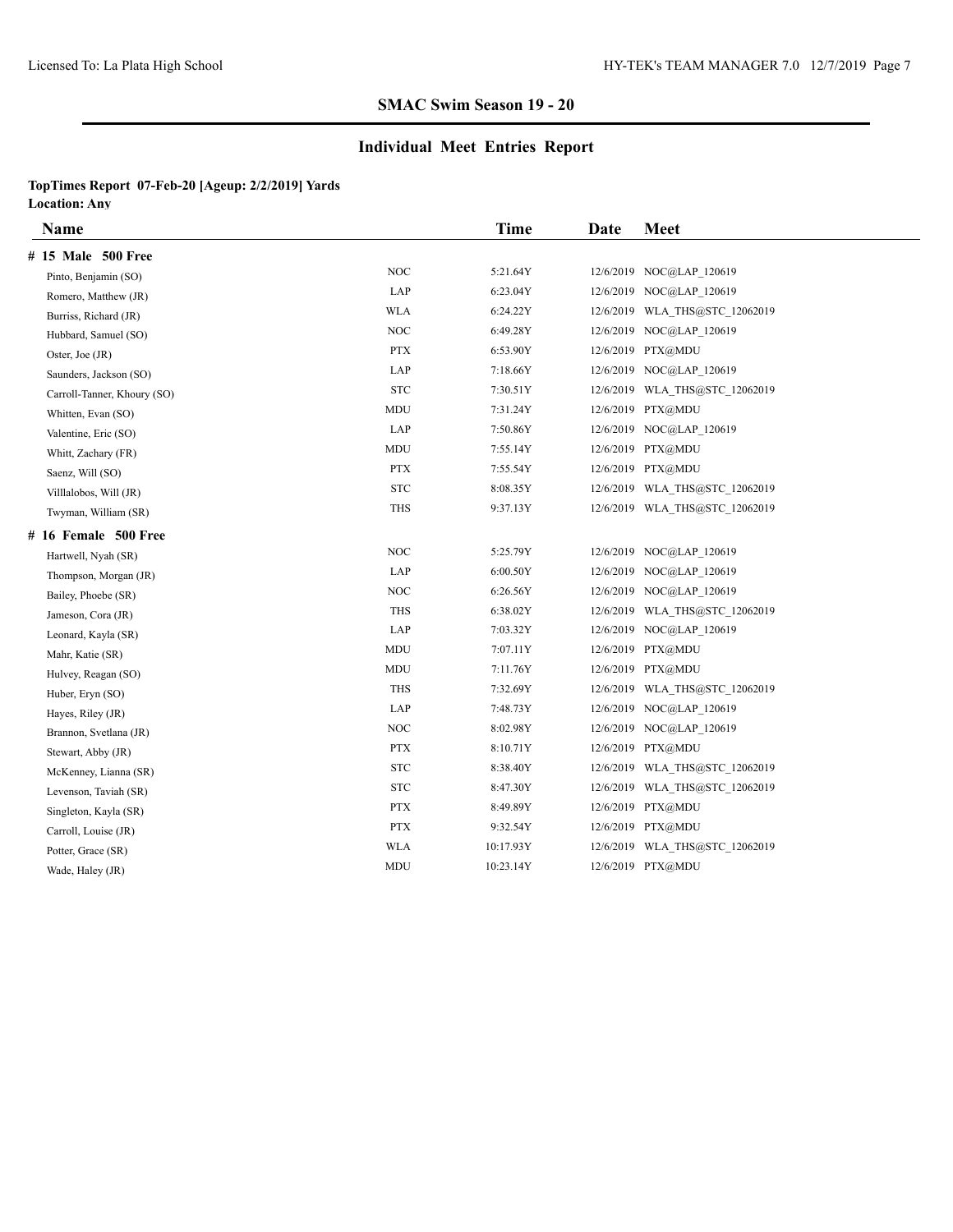## SMAC Swim Season 19 - 20

## Individual Meet Entries Report

**TopTimes Report 07-Feb-20 [Ageup: 2/2/2019] Yards**
**Location: Any**

| Name | | Time | Date | Meet |
|---|---|---|---|---|
| **# 15 Male 500 Free** | | | | |
| Pinto, Benjamin (SO) | NOC | 5:21.64Y | 12/6/2019 | NOC@LAP_120619 |
| Romero, Matthew (JR) | LAP | 6:23.04Y | 12/6/2019 | NOC@LAP_120619 |
| Burriss, Richard (JR) | WLA | 6:24.22Y | 12/6/2019 | WLA_THS@STC_12062019 |
| Hubbard, Samuel (SO) | NOC | 6:49.28Y | 12/6/2019 | NOC@LAP_120619 |
| Oster, Joe (JR) | PTX | 6:53.90Y | 12/6/2019 | PTX@MDU |
| Saunders, Jackson (SO) | LAP | 7:18.66Y | 12/6/2019 | NOC@LAP_120619 |
| Carroll-Tanner, Khoury (SO) | STC | 7:30.51Y | 12/6/2019 | WLA_THS@STC_12062019 |
| Whitten, Evan (SO) | MDU | 7:31.24Y | 12/6/2019 | PTX@MDU |
| Valentine, Eric (SO) | LAP | 7:50.86Y | 12/6/2019 | NOC@LAP_120619 |
| Whitt, Zachary (FR) | MDU | 7:55.14Y | 12/6/2019 | PTX@MDU |
| Saenz, Will (SO) | PTX | 7:55.54Y | 12/6/2019 | PTX@MDU |
| Villlalobos, Will (JR) | STC | 8:08.35Y | 12/6/2019 | WLA_THS@STC_12062019 |
| Twyman, William (SR) | THS | 9:37.13Y | 12/6/2019 | WLA_THS@STC_12062019 |
| **# 16 Female 500 Free** | | | | |
| Hartwell, Nyah (SR) | NOC | 5:25.79Y | 12/6/2019 | NOC@LAP_120619 |
| Thompson, Morgan (JR) | LAP | 6:00.50Y | 12/6/2019 | NOC@LAP_120619 |
| Bailey, Phoebe (SR) | NOC | 6:26.56Y | 12/6/2019 | NOC@LAP_120619 |
| Jameson, Cora (JR) | THS | 6:38.02Y | 12/6/2019 | WLA_THS@STC_12062019 |
| Leonard, Kayla (SR) | LAP | 7:03.32Y | 12/6/2019 | NOC@LAP_120619 |
| Mahr, Katie (SR) | MDU | 7:07.11Y | 12/6/2019 | PTX@MDU |
| Hulvey, Reagan (SO) | MDU | 7:11.76Y | 12/6/2019 | PTX@MDU |
| Huber, Eryn (SO) | THS | 7:32.69Y | 12/6/2019 | WLA_THS@STC_12062019 |
| Hayes, Riley (JR) | LAP | 7:48.73Y | 12/6/2019 | NOC@LAP_120619 |
| Brannon, Svetlana (JR) | NOC | 8:02.98Y | 12/6/2019 | NOC@LAP_120619 |
| Stewart, Abby (JR) | PTX | 8:10.71Y | 12/6/2019 | PTX@MDU |
| McKenney, Lianna (SR) | STC | 8:38.40Y | 12/6/2019 | WLA_THS@STC_12062019 |
| Levenson, Taviah (SR) | STC | 8:47.30Y | 12/6/2019 | WLA_THS@STC_12062019 |
| Singleton, Kayla (SR) | PTX | 8:49.89Y | 12/6/2019 | PTX@MDU |
| Carroll, Louise (JR) | PTX | 9:32.54Y | 12/6/2019 | PTX@MDU |
| Potter, Grace (SR) | WLA | 10:17.93Y | 12/6/2019 | WLA_THS@STC_12062019 |
| Wade, Haley (JR) | MDU | 10:23.14Y | 12/6/2019 | PTX@MDU |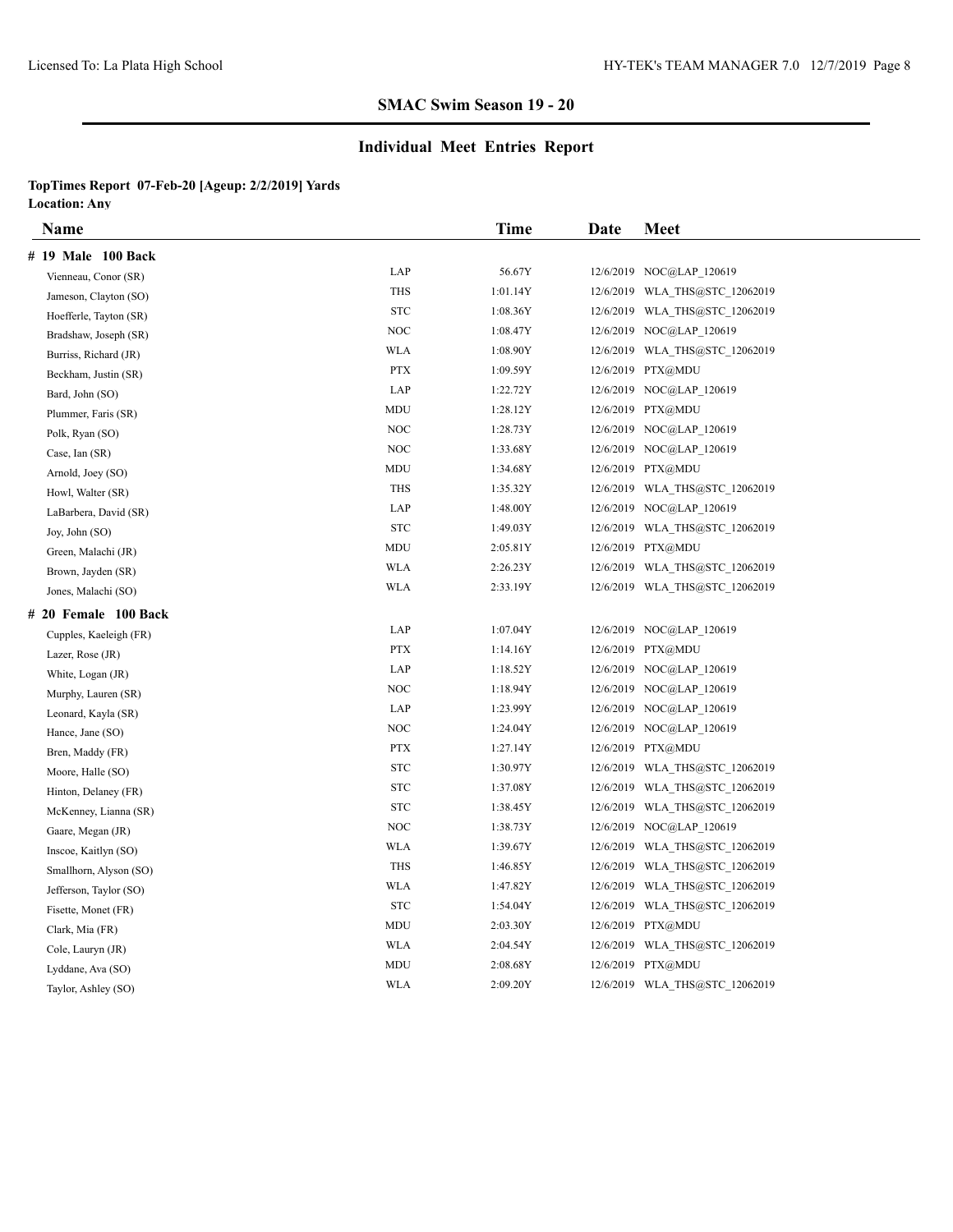## SMAC Swim Season 19 - 20

## Individual Meet Entries Report

**TopTimes Report 07-Feb-20 [Ageup: 2/2/2019] Yards**
**Location: Any**

| Name | | Time | Date | Meet |
|---|---|---|---|---|
| **# 19 Male 100 Back** | | | | |
| Vienneau, Conor (SR) | LAP | 56.67Y | 12/6/2019 | NOC@LAP_120619 |
| Jameson, Clayton (SO) | THS | 1:01.14Y | 12/6/2019 | WLA_THS@STC_12062019 |
| Hoefferle, Tayton (SR) | STC | 1:08.36Y | 12/6/2019 | WLA_THS@STC_12062019 |
| Bradshaw, Joseph (SR) | NOC | 1:08.47Y | 12/6/2019 | NOC@LAP_120619 |
| Burriss, Richard (JR) | WLA | 1:08.90Y | 12/6/2019 | WLA_THS@STC_12062019 |
| Beckham, Justin (SR) | PTX | 1:09.59Y | 12/6/2019 | PTX@MDU |
| Bard, John (SO) | LAP | 1:22.72Y | 12/6/2019 | NOC@LAP_120619 |
| Plummer, Faris (SR) | MDU | 1:28.12Y | 12/6/2019 | PTX@MDU |
| Polk, Ryan (SO) | NOC | 1:28.73Y | 12/6/2019 | NOC@LAP_120619 |
| Case, Ian (SR) | NOC | 1:33.68Y | 12/6/2019 | NOC@LAP_120619 |
| Arnold, Joey (SO) | MDU | 1:34.68Y | 12/6/2019 | PTX@MDU |
| Howl, Walter (SR) | THS | 1:35.32Y | 12/6/2019 | WLA_THS@STC_12062019 |
| LaBarbera, David (SR) | LAP | 1:48.00Y | 12/6/2019 | NOC@LAP_120619 |
| Joy, John (SO) | STC | 1:49.03Y | 12/6/2019 | WLA_THS@STC_12062019 |
| Green, Malachi (JR) | MDU | 2:05.81Y | 12/6/2019 | PTX@MDU |
| Brown, Jayden (SR) | WLA | 2:26.23Y | 12/6/2019 | WLA_THS@STC_12062019 |
| Jones, Malachi (SO) | WLA | 2:33.19Y | 12/6/2019 | WLA_THS@STC_12062019 |
| **# 20 Female 100 Back** | | | | |
| Cupples, Kaeleigh (FR) | LAP | 1:07.04Y | 12/6/2019 | NOC@LAP_120619 |
| Lazer, Rose (JR) | PTX | 1:14.16Y | 12/6/2019 | PTX@MDU |
| White, Logan (JR) | LAP | 1:18.52Y | 12/6/2019 | NOC@LAP_120619 |
| Murphy, Lauren (SR) | NOC | 1:18.94Y | 12/6/2019 | NOC@LAP_120619 |
| Leonard, Kayla (SR) | LAP | 1:23.99Y | 12/6/2019 | NOC@LAP_120619 |
| Hance, Jane (SO) | NOC | 1:24.04Y | 12/6/2019 | NOC@LAP_120619 |
| Bren, Maddy (FR) | PTX | 1:27.14Y | 12/6/2019 | PTX@MDU |
| Moore, Halle (SO) | STC | 1:30.97Y | 12/6/2019 | WLA_THS@STC_12062019 |
| Hinton, Delaney (FR) | STC | 1:37.08Y | 12/6/2019 | WLA_THS@STC_12062019 |
| McKenney, Lianna (SR) | STC | 1:38.45Y | 12/6/2019 | WLA_THS@STC_12062019 |
| Gaare, Megan (JR) | NOC | 1:38.73Y | 12/6/2019 | NOC@LAP_120619 |
| Inscoe, Kaitlyn (SO) | WLA | 1:39.67Y | 12/6/2019 | WLA_THS@STC_12062019 |
| Smallhorn, Alyson (SO) | THS | 1:46.85Y | 12/6/2019 | WLA_THS@STC_12062019 |
| Jefferson, Taylor (SO) | WLA | 1:47.82Y | 12/6/2019 | WLA_THS@STC_12062019 |
| Fisette, Monet (FR) | STC | 1:54.04Y | 12/6/2019 | WLA_THS@STC_12062019 |
| Clark, Mia (FR) | MDU | 2:03.30Y | 12/6/2019 | PTX@MDU |
| Cole, Lauryn (JR) | WLA | 2:04.54Y | 12/6/2019 | WLA_THS@STC_12062019 |
| Lyddane, Ava (SO) | MDU | 2:08.68Y | 12/6/2019 | PTX@MDU |
| Taylor, Ashley (SO) | WLA | 2:09.20Y | 12/6/2019 | WLA_THS@STC_12062019 |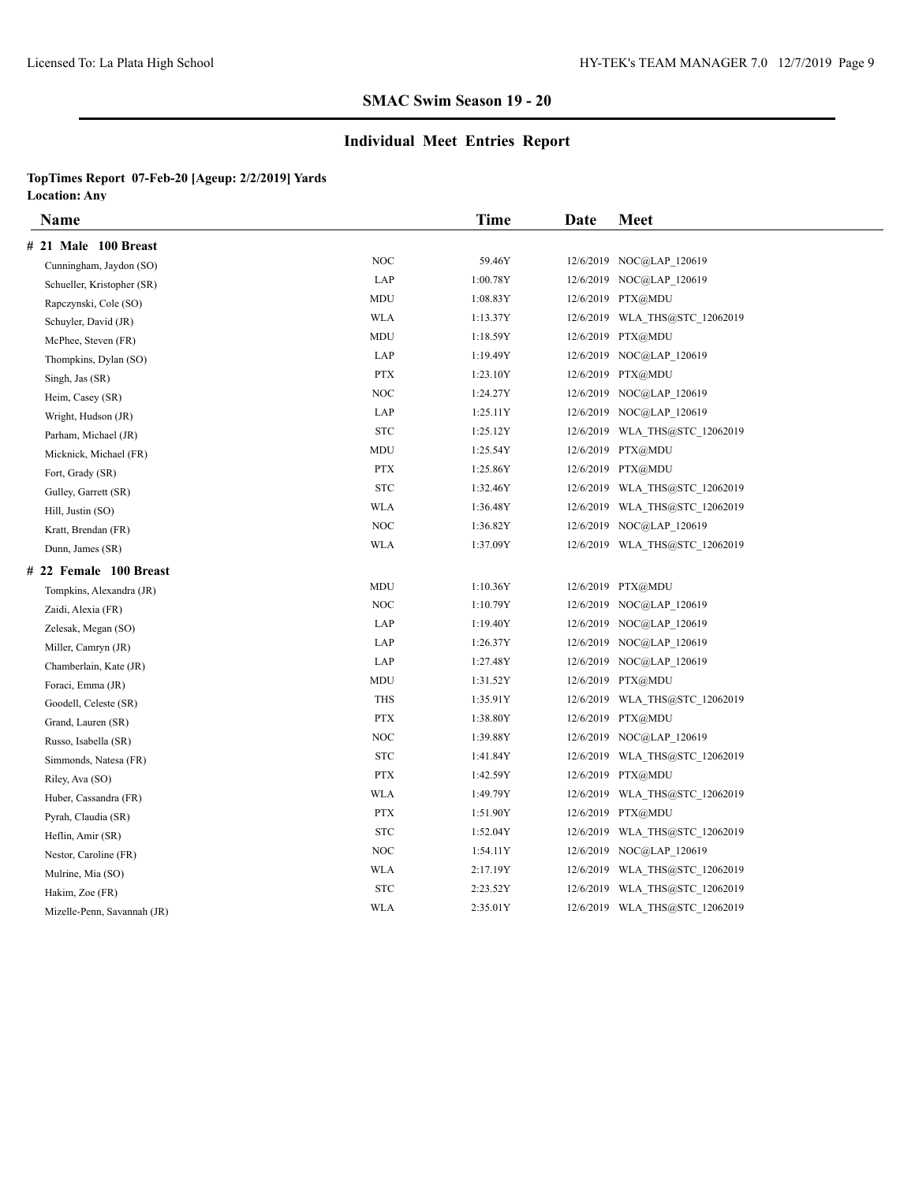## SMAC Swim Season 19 - 20

## Individual Meet Entries Report

**TopTimes Report 07-Feb-20 [Ageup: 2/2/2019] Yards**
**Location: Any**

| Name | | Time | Date | Meet |
|---|---|---|---|---|
| **# 21 Male 100 Breast** | | | | |
| Cunningham, Jaydon (SO) | NOC | 59.46Y | 12/6/2019 | NOC@LAP_120619 |
| Schueller, Kristopher (SR) | LAP | 1:00.78Y | 12/6/2019 | NOC@LAP_120619 |
| Rapczynski, Cole (SO) | MDU | 1:08.83Y | 12/6/2019 | PTX@MDU |
| Schuyler, David (JR) | WLA | 1:13.37Y | 12/6/2019 | WLA_THS@STC_12062019 |
| McPhee, Steven (FR) | MDU | 1:18.59Y | 12/6/2019 | PTX@MDU |
| Thompkins, Dylan (SO) | LAP | 1:19.49Y | 12/6/2019 | NOC@LAP_120619 |
| Singh, Jas (SR) | PTX | 1:23.10Y | 12/6/2019 | PTX@MDU |
| Heim, Casey (SR) | NOC | 1:24.27Y | 12/6/2019 | NOC@LAP_120619 |
| Wright, Hudson (JR) | LAP | 1:25.11Y | 12/6/2019 | NOC@LAP_120619 |
| Parham, Michael (JR) | STC | 1:25.12Y | 12/6/2019 | WLA_THS@STC_12062019 |
| Micknick, Michael (FR) | MDU | 1:25.54Y | 12/6/2019 | PTX@MDU |
| Fort, Grady (SR) | PTX | 1:25.86Y | 12/6/2019 | PTX@MDU |
| Gulley, Garrett (SR) | STC | 1:32.46Y | 12/6/2019 | WLA_THS@STC_12062019 |
| Hill, Justin (SO) | WLA | 1:36.48Y | 12/6/2019 | WLA_THS@STC_12062019 |
| Kratt, Brendan (FR) | NOC | 1:36.82Y | 12/6/2019 | NOC@LAP_120619 |
| Dunn, James (SR) | WLA | 1:37.09Y | 12/6/2019 | WLA_THS@STC_12062019 |
| **# 22 Female 100 Breast** | | | | |
| Tompkins, Alexandra (JR) | MDU | 1:10.36Y | 12/6/2019 | PTX@MDU |
| Zaidi, Alexia (FR) | NOC | 1:10.79Y | 12/6/2019 | NOC@LAP_120619 |
| Zelesak, Megan (SO) | LAP | 1:19.40Y | 12/6/2019 | NOC@LAP_120619 |
| Miller, Camryn (JR) | LAP | 1:26.37Y | 12/6/2019 | NOC@LAP_120619 |
| Chamberlain, Kate (JR) | LAP | 1:27.48Y | 12/6/2019 | NOC@LAP_120619 |
| Foraci, Emma (JR) | MDU | 1:31.52Y | 12/6/2019 | PTX@MDU |
| Goodell, Celeste (SR) | THS | 1:35.91Y | 12/6/2019 | WLA_THS@STC_12062019 |
| Grand, Lauren (SR) | PTX | 1:38.80Y | 12/6/2019 | PTX@MDU |
| Russo, Isabella (SR) | NOC | 1:39.88Y | 12/6/2019 | NOC@LAP_120619 |
| Simmonds, Natesa (FR) | STC | 1:41.84Y | 12/6/2019 | WLA_THS@STC_12062019 |
| Riley, Ava (SO) | PTX | 1:42.59Y | 12/6/2019 | PTX@MDU |
| Huber, Cassandra (FR) | WLA | 1:49.79Y | 12/6/2019 | WLA_THS@STC_12062019 |
| Pyrah, Claudia (SR) | PTX | 1:51.90Y | 12/6/2019 | PTX@MDU |
| Heflin, Amir (SR) | STC | 1:52.04Y | 12/6/2019 | WLA_THS@STC_12062019 |
| Nestor, Caroline (FR) | NOC | 1:54.11Y | 12/6/2019 | NOC@LAP_120619 |
| Mulrine, Mia (SO) | WLA | 2:17.19Y | 12/6/2019 | WLA_THS@STC_12062019 |
| Hakim, Zoe (FR) | STC | 2:23.52Y | 12/6/2019 | WLA_THS@STC_12062019 |
| Mizelle-Penn, Savannah (JR) | WLA | 2:35.01Y | 12/6/2019 | WLA_THS@STC_12062019 |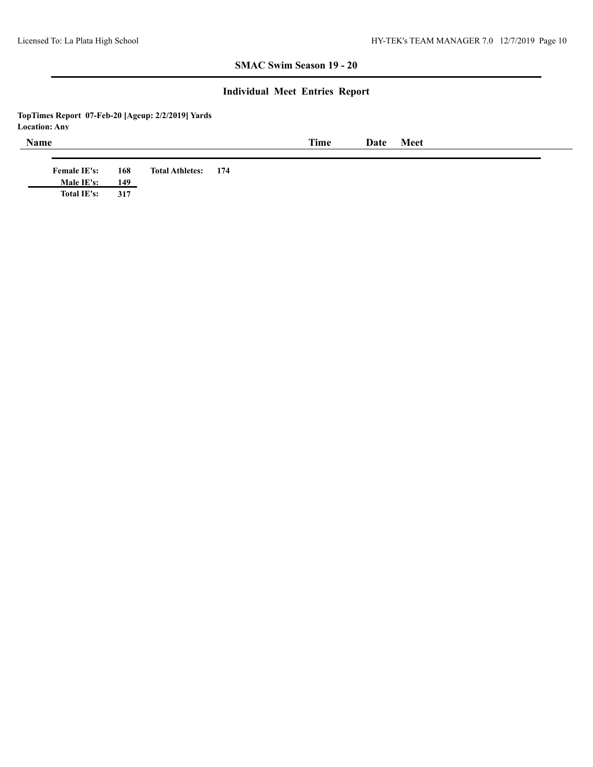## SMAC Swim Season 19 - 20

## Individual Meet Entries Report

**TopTimes Report 07-Feb-20 [Ageup: 2/2/2019] Yards**
**Location: Any**

| Name | Time | Date | Meet |
|---|---|---|---|

| | | | |
|---|---|---|---|
| **Female IE's:** | **168** | **Total Athletes:** | **174** |
| **Male IE's:** | **149** | | |
| **Total IE's:** | **317** | | |